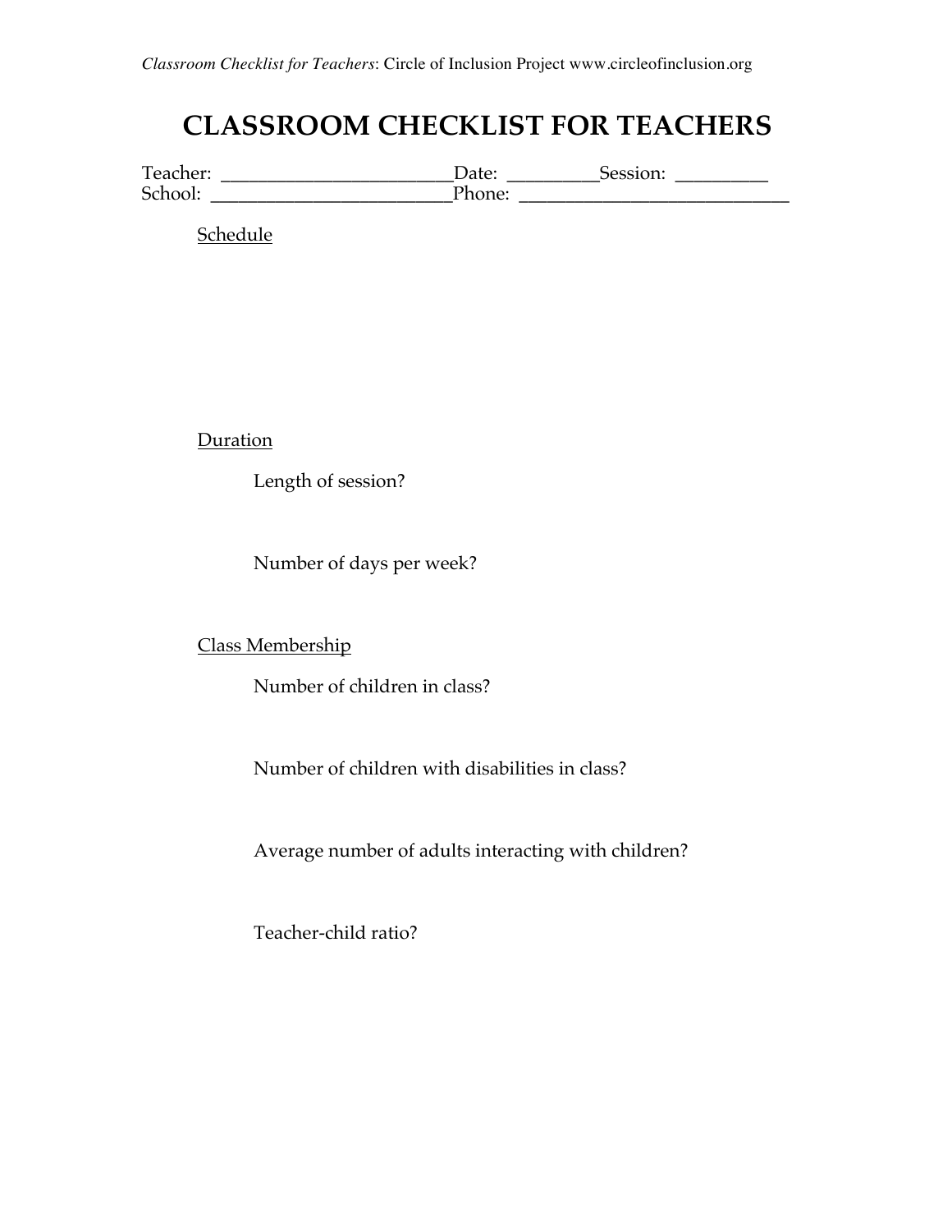# CLASSROOM CHECKLIST FOR TEACHERS

Teacher: ________________________Date: _________Session: _________
School: ________________________Phone: ___________________________

Schedule

Duration

Length of session?

Number of days per week?

Class Membership

Number of children in class?

Number of children with disabilities in class?

Average number of adults interacting with children?

Teacher-child ratio?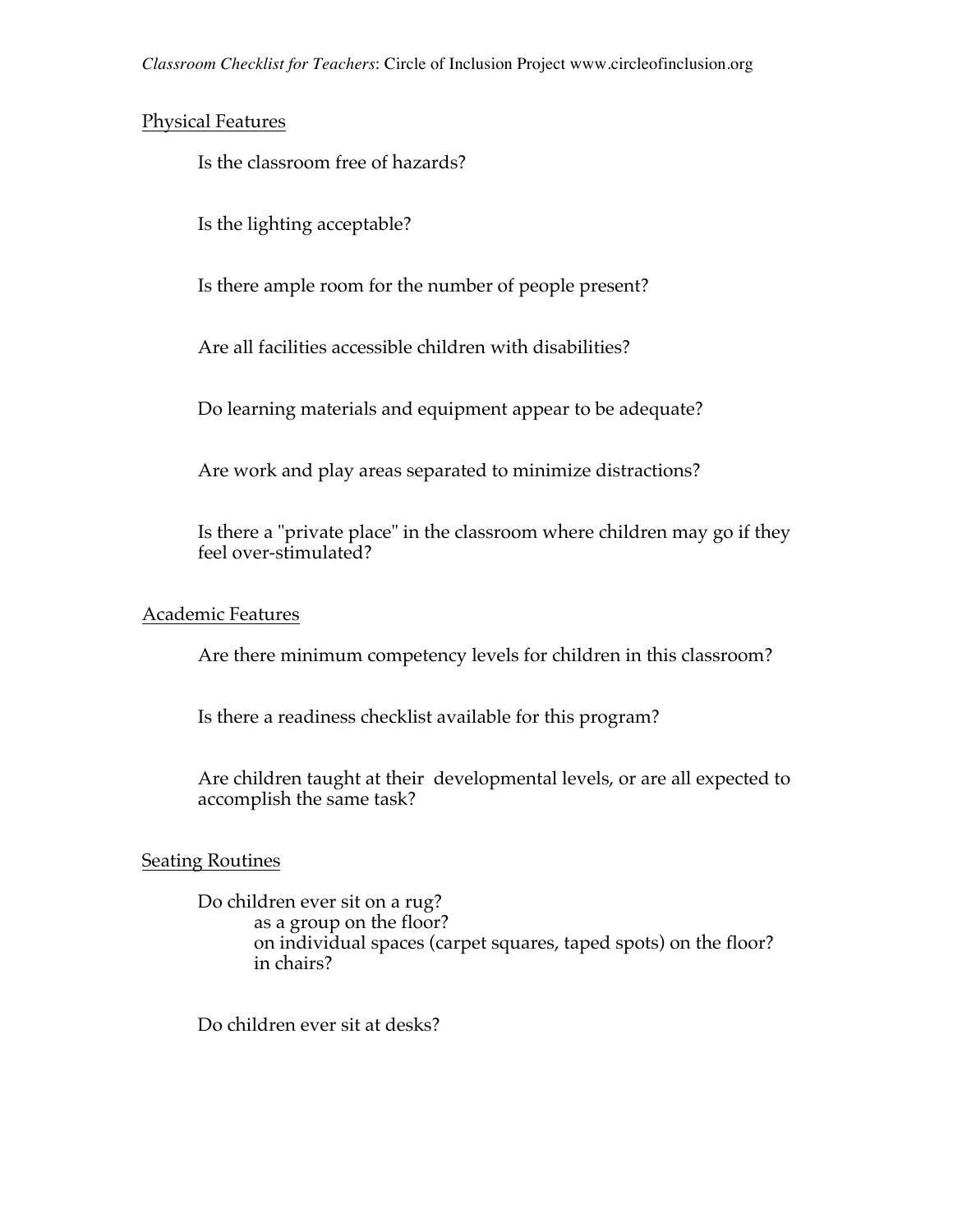## Physical Features

Is the classroom free of hazards?

Is the lighting acceptable?

Is there ample room for the number of people present?

Are all facilities accessible children with disabilities?

Do learning materials and equipment appear to be adequate?

Are work and play areas separated to minimize distractions?

Is there a "private place" in the classroom where children may go if they feel over-stimulated?

## Academic Features

Are there minimum competency levels for children in this classroom?

Is there a readiness checklist available for this program?

Are children taught at their developmental levels, or are all expected to accomplish the same task?

## Seating Routines

Do children ever sit on a rug?
- as a group on the floor?
- on individual spaces (carpet squares, taped spots) on the floor?
- in chairs?

Do children ever sit at desks?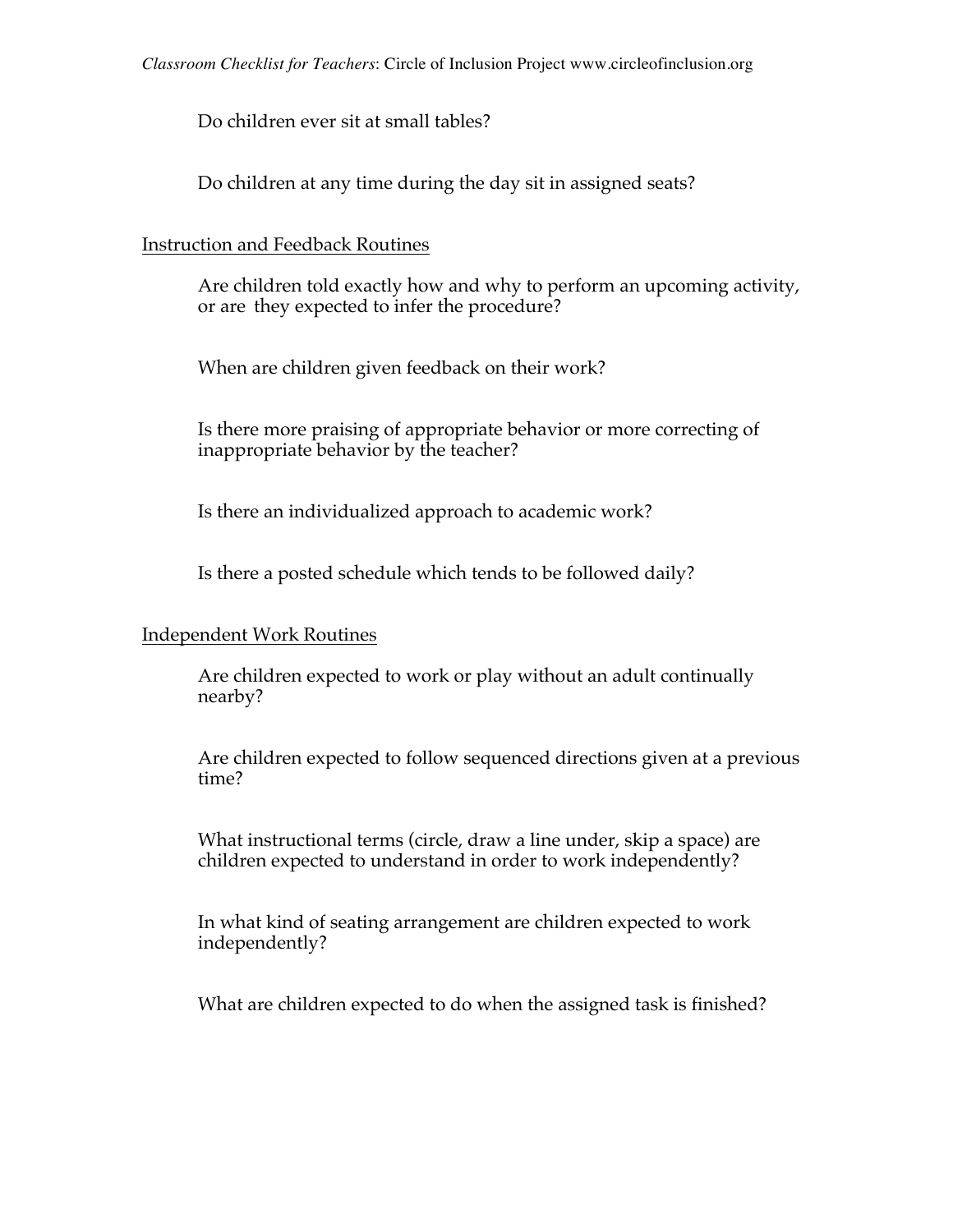Do children ever sit at small tables?

Do children at any time during the day sit in assigned seats?

## Instruction and Feedback Routines

Are children told exactly how and why to perform an upcoming activity, or are they expected to infer the procedure?

When are children given feedback on their work?

Is there more praising of appropriate behavior or more correcting of inappropriate behavior by the teacher?

Is there an individualized approach to academic work?

Is there a posted schedule which tends to be followed daily?

## Independent Work Routines

Are children expected to work or play without an adult continually nearby?

Are children expected to follow sequenced directions given at a previous time?

What instructional terms (circle, draw a line under, skip a space) are children expected to understand in order to work independently?

In what kind of seating arrangement are children expected to work independently?

What are children expected to do when the assigned task is finished?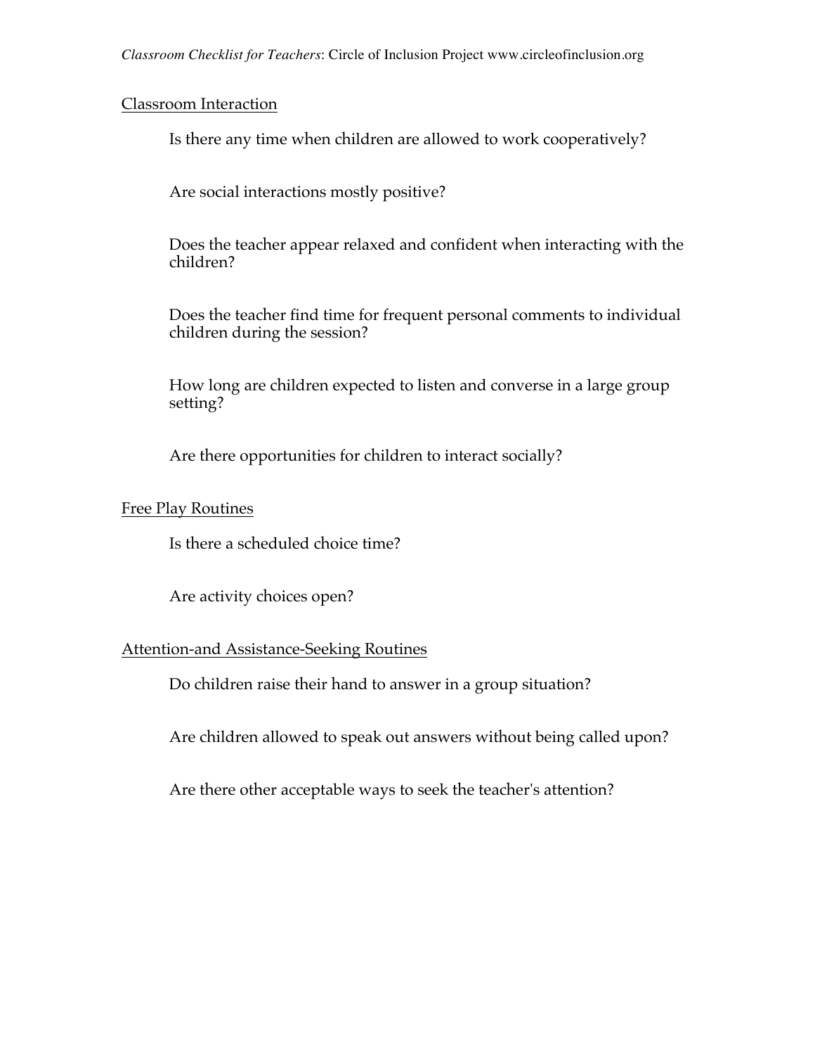## Classroom Interaction

Is there any time when children are allowed to work cooperatively?

Are social interactions mostly positive?

Does the teacher appear relaxed and confident when interacting with the children?

Does the teacher find time for frequent personal comments to individual children during the session?

How long are children expected to listen and converse in a large group setting?

Are there opportunities for children to interact socially?

## Free Play Routines

Is there a scheduled choice time?

Are activity choices open?

## Attention-and Assistance-Seeking Routines

Do children raise their hand to answer in a group situation?

Are children allowed to speak out answers without being called upon?

Are there other acceptable ways to seek the teacher's attention?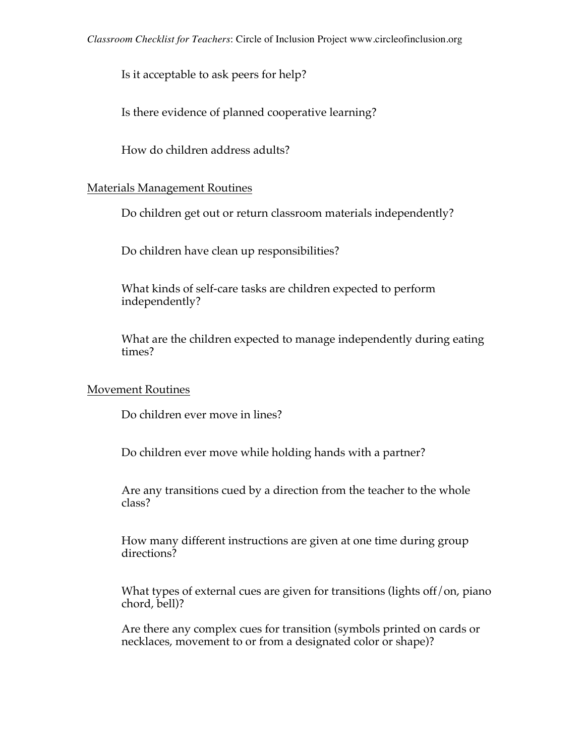Is it acceptable to ask peers for help?

Is there evidence of planned cooperative learning?

How do children address adults?

Materials Management Routines

Do children get out or return classroom materials independently?

Do children have clean up responsibilities?

What kinds of self-care tasks are children expected to perform independently?

What are the children expected to manage independently during eating times?

Movement Routines

Do children ever move in lines?

Do children ever move while holding hands with a partner?

Are any transitions cued by a direction from the teacher to the whole class?

How many different instructions are given at one time during group directions?

What types of external cues are given for transitions (lights off/on, piano chord, bell)?

Are there any complex cues for transition (symbols printed on cards or necklaces, movement to or from a designated color or shape)?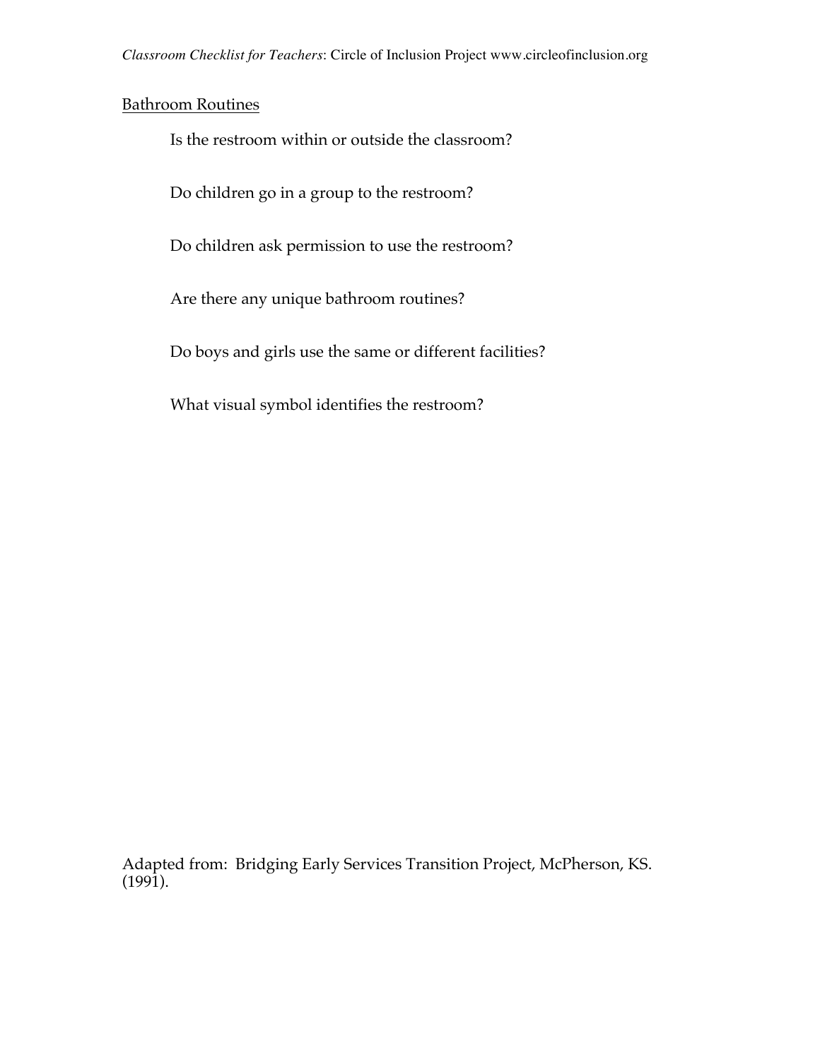## Bathroom Routines

Is the restroom within or outside the classroom?

Do children go in a group to the restroom?

Do children ask permission to use the restroom?

Are there any unique bathroom routines?

Do boys and girls use the same or different facilities?

What visual symbol identifies the restroom?

Adapted from: Bridging Early Services Transition Project, McPherson, KS. (1991).